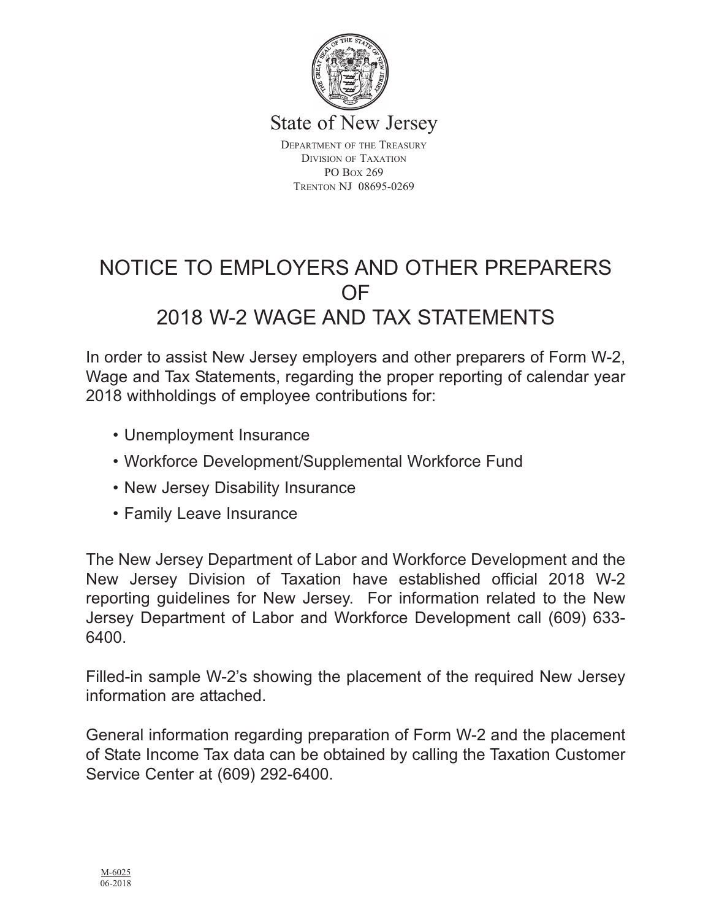State of New Jersey

Department of the Treasury
Division of Taxation
PO Box 269
Trenton NJ 08695-0269

# NOTICE TO EMPLOYERS AND OTHER PREPARERS OF 2018 W-2 WAGE AND TAX STATEMENTS

In order to assist New Jersey employers and other preparers of Form W-2, Wage and Tax Statements, regarding the proper reporting of calendar year 2018 withholdings of employee contributions for:

- Unemployment Insurance
- Workforce Development/Supplemental Workforce Fund
- New Jersey Disability Insurance
- Family Leave Insurance

The New Jersey Department of Labor and Workforce Development and the New Jersey Division of Taxation have established official 2018 W-2 reporting guidelines for New Jersey. For information related to the New Jersey Department of Labor and Workforce Development call (609) 633-6400.

Filled-in sample W-2's showing the placement of the required New Jersey information are attached.

General information regarding preparation of Form W-2 and the placement of State Income Tax data can be obtained by calling the Taxation Customer Service Center at (609) 292-6400.

M-6025
06-2018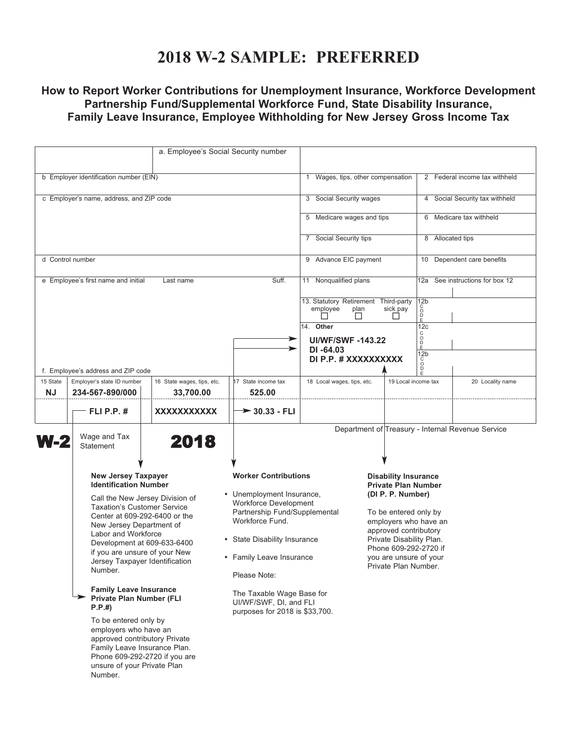# 2018 W-2 SAMPLE: PREFERRED

### How to Report Worker Contributions for Unemployment Insurance, Workforce Development Partnership Fund/Supplemental Workforce Fund, State Disability Insurance, Family Leave Insurance, Employee Withholding for New Jersey Gross Income Tax

| | |
|---|---|
| a. Employee's Social Security number | |
| b Employer identification number (EIN) | 1 Wages, tips, other compensation / 2 Federal income tax withheld |
| c Employer's name, address, and ZIP code | 3 Social Security wages / 4 Social Security tax withheld |
| | 5 Medicare wages and tips / 6 Medicare tax withheld |
| | 7 Social Security tips / 8 Allocated tips |
| d Control number | 9 Advance EIC payment / 10 Dependent care benefits |
| e Employee's first name and initial / Last name / Suff. | 11 Nonqualified plans / 12a See instructions for box 12 |
| | 13. Statutory employee / Retirement plan / Third-party sick pay / 12b CODE |
| | 14. Other: UI/WF/SWF -143.22; DI -64.03; DI P.P. # XXXXXXXXXX / 12c CODE / 12b CODE |
| f. Employee's address and ZIP code | |

| 15 State | Employer's state ID number | 16 State wages, tips, etc. | 17 State income tax | 18 Local wages, tips, etc. | 19 Local income tax | 20 Locality name |
|---|---|---|---|---|---|---|
| NJ | 234-567-890/000 | 33,700.00 | 525.00 | | | |
| | FLI P.P. # | XXXXXXXXXXX | 30.33 - FLI | | | |

**W-2** Wage and Tax Statement **2018**

Department of Treasury - Internal Revenue Service

**New Jersey Taxpayer Identification Number**

Call the New Jersey Division of Taxation's Customer Service Center at 609-292-6400 or the New Jersey Department of Labor and Workforce Development at 609-633-6400 if you are unsure of your New Jersey Taxpayer Identification Number.

**Family Leave Insurance Private Plan Number (FLI P.P.#)**

To be entered only by employers who have an approved contributory Private Family Leave Insurance Plan. Phone 609-292-2720 if you are unsure of your Private Plan Number.

**Worker Contributions**

- Unemployment Insurance, Workforce Development Partnership Fund/Supplemental Workforce Fund.
- State Disability Insurance
- Family Leave Insurance

Please Note:

The Taxable Wage Base for UI/WF/SWF, DI, and FLI purposes for 2018 is $33,700.

**Disability Insurance Private Plan Number (DI P. P. Number)**

To be entered only by employers who have an approved contributory Private Disability Plan. Phone 609-292-2720 if you are unsure of your Private Plan Number.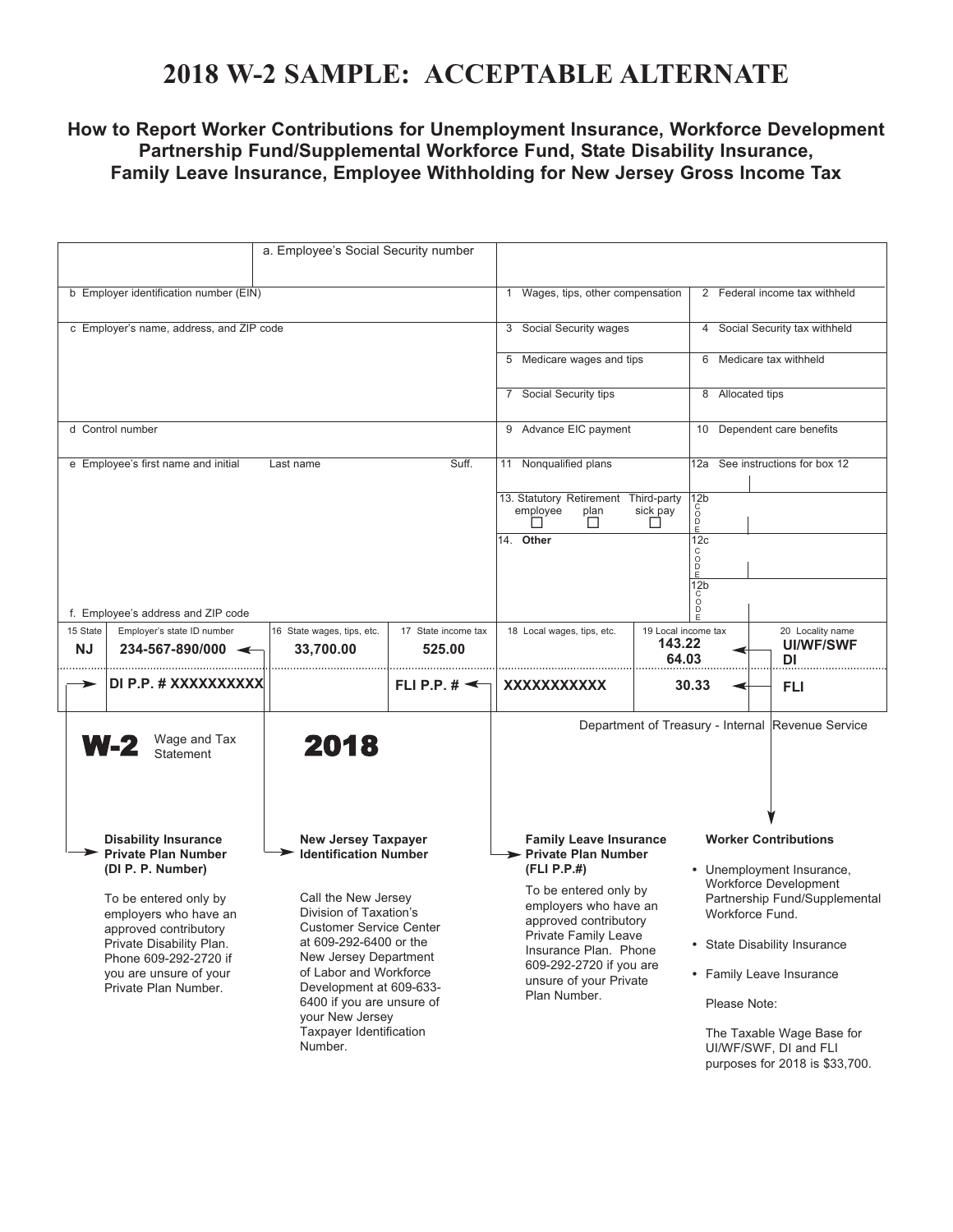# 2018 W-2 SAMPLE: ACCEPTABLE ALTERNATE

### How to Report Worker Contributions for Unemployment Insurance, Workforce Development Partnership Fund/Supplemental Workforce Fund, State Disability Insurance, Family Leave Insurance, Employee Withholding for New Jersey Gross Income Tax

| | | | |
|---|---|---|---|
| | a. Employee's Social Security number | | |
| b Employer identification number (EIN) | | 1 Wages, tips, other compensation | 2 Federal income tax withheld |
| c Employer's name, address, and ZIP code | | 3 Social Security wages | 4 Social Security tax withheld |
| | | 5 Medicare wages and tips | 6 Medicare tax withheld |
| | | 7 Social Security tips | 8 Allocated tips |
| d Control number | | 9 Advance EIC payment | 10 Dependent care benefits |
| e Employee's first name and initial &nbsp; Last name &nbsp; Suff. | | 11 Nonqualified plans | 12a See instructions for box 12 |
| | | 13. Statutory employee ☐ Retirement plan ☐ Third-party sick pay ☐ | 12b CODE |
| | | 14. **Other** | 12c CODE |
| f. Employee's address and ZIP code | | | 12b CODE |

| 15 State | Employer's state ID number | 16 State wages, tips, etc. | 17 State income tax | 18 Local wages, tips, etc. | 19 Local income tax | 20 Locality name |
|---|---|---|---|---|---|---|
| **NJ** | **234-567-890/000** | **33,700.00** | **525.00** | | **143.22** | **UI/WF/SWF** |
| | | | | | **64.03** | **DI** |
| | **DI P.P. # XXXXXXXXXX** | | **FLI P.P. #** | **XXXXXXXXXXX** | **30.33** | **FLI** |

**W-2** Wage and Tax Statement **2018**

Department of Treasury - Internal Revenue Service

**Disability Insurance Private Plan Number (DI P. P. Number)**

To be entered only by employers who have an approved contributory Private Disability Plan. Phone 609-292-2720 if you are unsure of your Private Plan Number.

**New Jersey Taxpayer Identification Number**

Call the New Jersey Division of Taxation's Customer Service Center at 609-292-6400 or the New Jersey Department of Labor and Workforce Development at 609-633-6400 if you are unsure of your New Jersey Taxpayer Identification Number.

**Family Leave Insurance Private Plan Number (FLI P.P.#)**

To be entered only by employers who have an approved contributory Private Family Leave Insurance Plan. Phone 609-292-2720 if you are unsure of your Private Plan Number.

**Worker Contributions**

- Unemployment Insurance, Workforce Development Partnership Fund/Supplemental Workforce Fund.
- State Disability Insurance
- Family Leave Insurance

Please Note:

The Taxable Wage Base for UI/WF/SWF, DI and FLI purposes for 2018 is $33,700.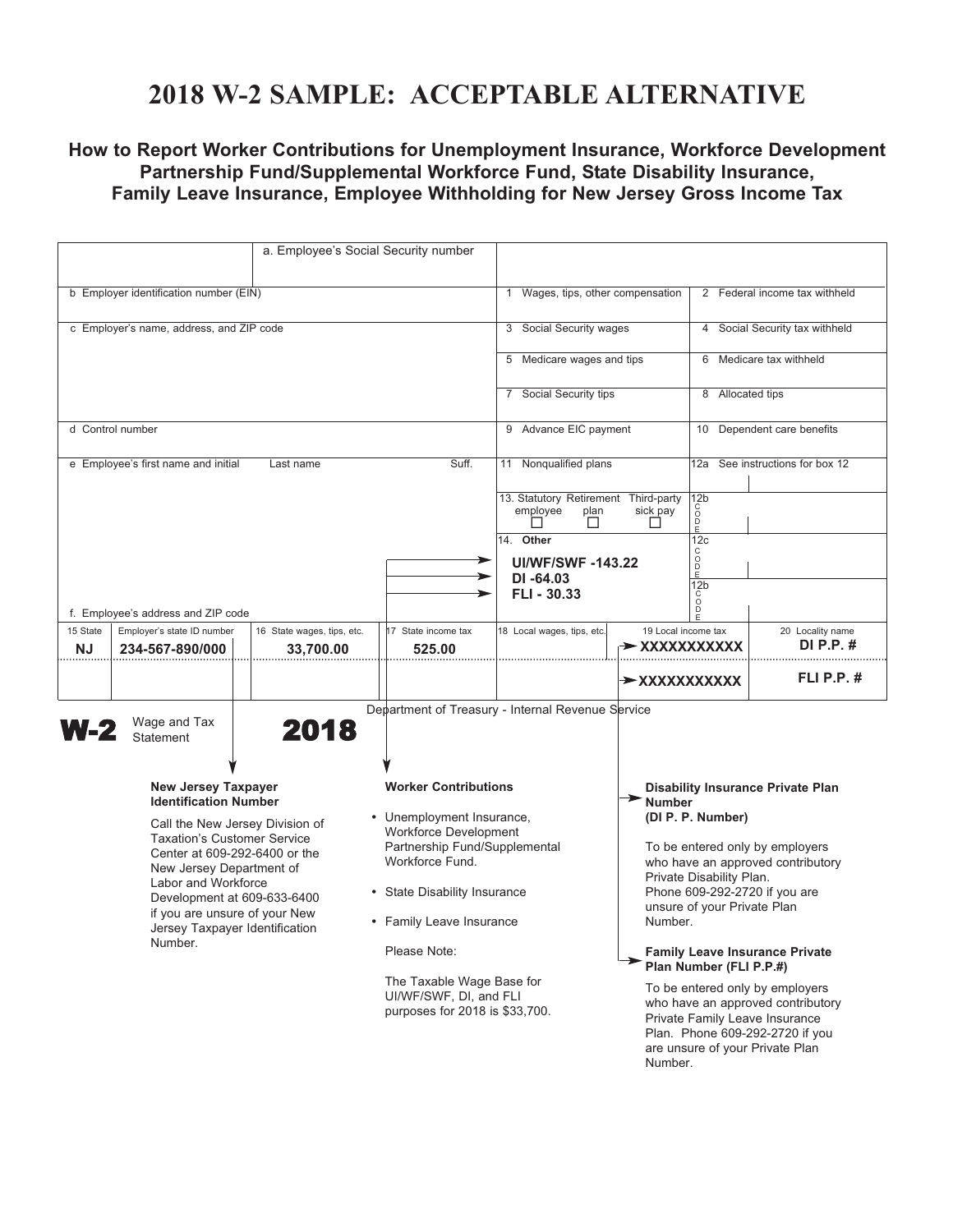# 2018 W-2 SAMPLE: ACCEPTABLE ALTERNATIVE

### How to Report Worker Contributions for Unemployment Insurance, Workforce Development Partnership Fund/Supplemental Workforce Fund, State Disability Insurance, Family Leave Insurance, Employee Withholding for New Jersey Gross Income Tax

| | | | |
|---|---|---|---|
| | a. Employee's Social Security number | | |
| b Employer identification number (EIN) | | 1 Wages, tips, other compensation | 2 Federal income tax withheld |
| c Employer's name, address, and ZIP code | | 3 Social Security wages | 4 Social Security tax withheld |
| | | 5 Medicare wages and tips | 6 Medicare tax withheld |
| | | 7 Social Security tips | 8 Allocated tips |
| d Control number | | 9 Advance EIC payment | 10 Dependent care benefits |
| e Employee's first name and initial · Last name · Suff. | | 11 Nonqualified plans | 12a See instructions for box 12 |
| | | 13. Statutory employee ☐ Retirement plan ☐ Third-party sick pay ☐ | 12b CODE |
| | | 14. Other<br>**UI/WF/SWF -143.22**<br>**DI -64.03**<br>**FLI - 30.33** | 12c CODE<br>12b CODE |
| f. Employee's address and ZIP code | | | |

| 15 State | Employer's state ID number | 16 State wages, tips, etc. | 17 State income tax | 18 Local wages, tips, etc. | 19 Local income tax | 20 Locality name |
|---|---|---|---|---|---|---|
| **NJ** | **234-567-890/000** | **33,700.00** | **525.00** | | **XXXXXXXXXXX** | **DI P.P. #** |
| | | | | | **XXXXXXXXXXX** | **FLI P.P. #** |

**W-2** Wage and Tax Statement **2018**

Department of Treasury - Internal Revenue Service

**New Jersey Taxpayer Identification Number**

Call the New Jersey Division of Taxation's Customer Service Center at 609-292-6400 or the New Jersey Department of Labor and Workforce Development at 609-633-6400 if you are unsure of your New Jersey Taxpayer Identification Number.

**Worker Contributions**

- Unemployment Insurance, Workforce Development Partnership Fund/Supplemental Workforce Fund.
- State Disability Insurance
- Family Leave Insurance

Please Note:

The Taxable Wage Base for UI/WF/SWF, DI, and FLI purposes for 2018 is $33,700.

**Disability Insurance Private Plan Number (DI P. P. Number)**

To be entered only by employers who have an approved contributory Private Disability Plan. Phone 609-292-2720 if you are unsure of your Private Plan Number.

**Family Leave Insurance Private Plan Number (FLI P.P.#)**

To be entered only by employers who have an approved contributory Private Family Leave Insurance Plan. Phone 609-292-2720 if you are unsure of your Private Plan Number.